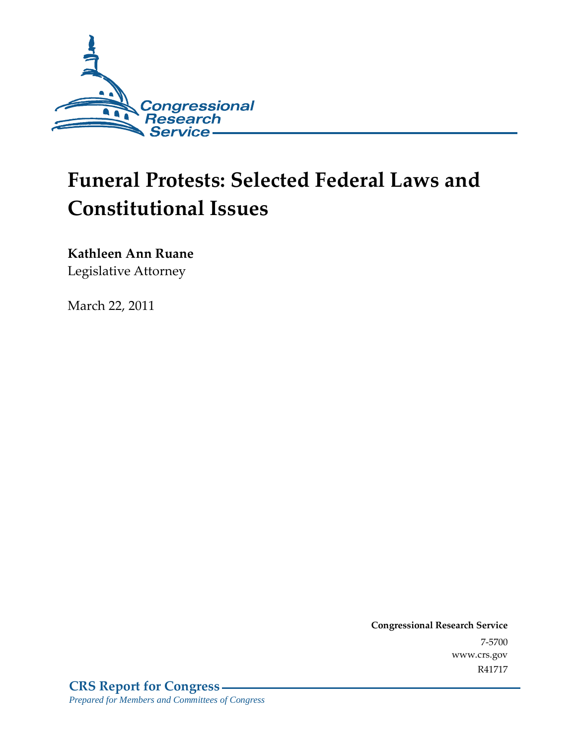Congressional Research Service

# Funeral Protests: Selected Federal Laws and Constitutional Issues

**Kathleen Ann Ruane**
Legislative Attorney

March 22, 2011

**Congressional Research Service**
7-5700
www.crs.gov
R41717

**CRS Report for Congress**
*Prepared for Members and Committees of Congress*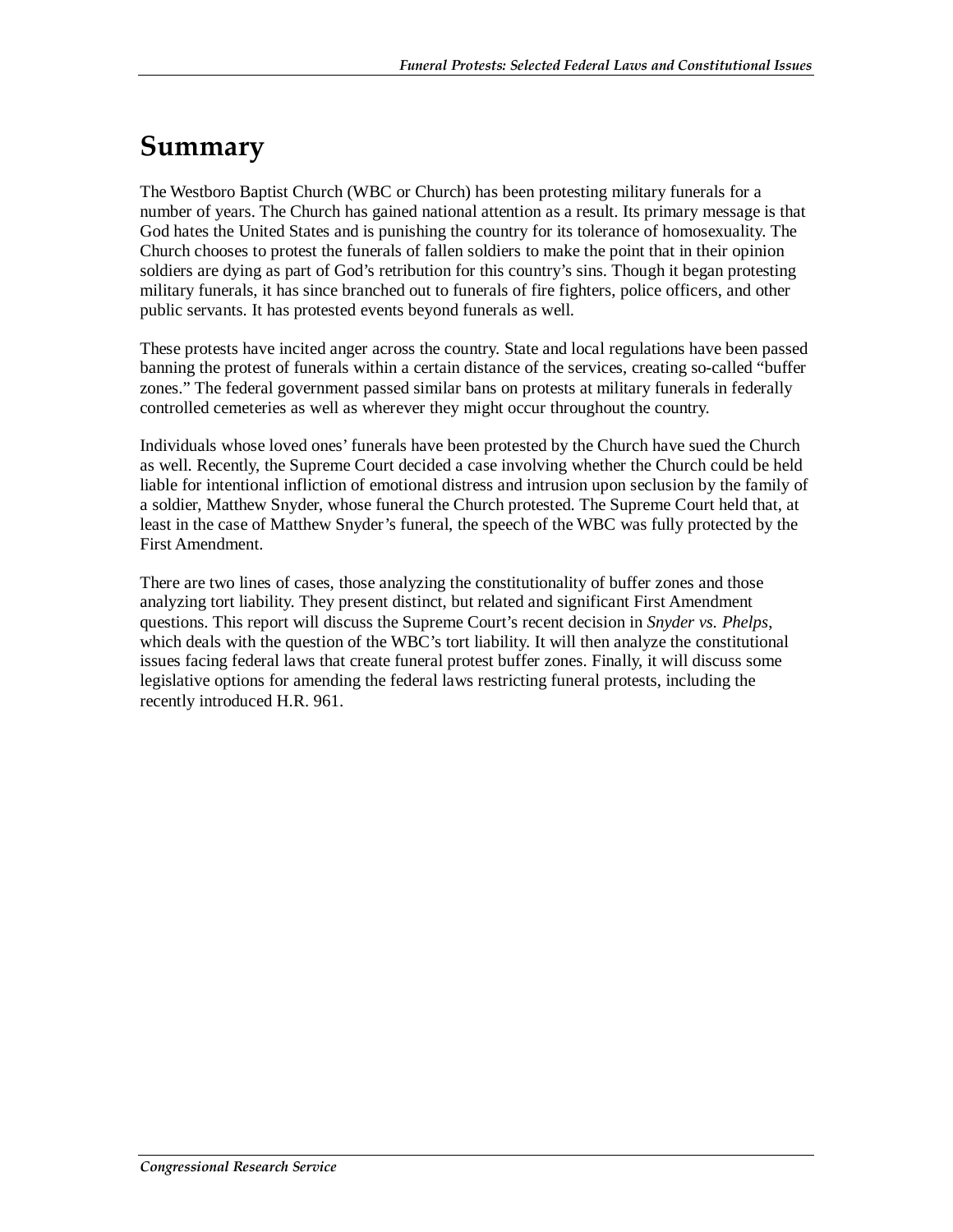# Summary

The Westboro Baptist Church (WBC or Church) has been protesting military funerals for a number of years. The Church has gained national attention as a result. Its primary message is that God hates the United States and is punishing the country for its tolerance of homosexuality. The Church chooses to protest the funerals of fallen soldiers to make the point that in their opinion soldiers are dying as part of God's retribution for this country's sins. Though it began protesting military funerals, it has since branched out to funerals of fire fighters, police officers, and other public servants. It has protested events beyond funerals as well.

These protests have incited anger across the country. State and local regulations have been passed banning the protest of funerals within a certain distance of the services, creating so-called "buffer zones." The federal government passed similar bans on protests at military funerals in federally controlled cemeteries as well as wherever they might occur throughout the country.

Individuals whose loved ones' funerals have been protested by the Church have sued the Church as well. Recently, the Supreme Court decided a case involving whether the Church could be held liable for intentional infliction of emotional distress and intrusion upon seclusion by the family of a soldier, Matthew Snyder, whose funeral the Church protested. The Supreme Court held that, at least in the case of Matthew Snyder's funeral, the speech of the WBC was fully protected by the First Amendment.

There are two lines of cases, those analyzing the constitutionality of buffer zones and those analyzing tort liability. They present distinct, but related and significant First Amendment questions. This report will discuss the Supreme Court's recent decision in *Snyder vs. Phelps*, which deals with the question of the WBC's tort liability. It will then analyze the constitutional issues facing federal laws that create funeral protest buffer zones. Finally, it will discuss some legislative options for amending the federal laws restricting funeral protests, including the recently introduced H.R. 961.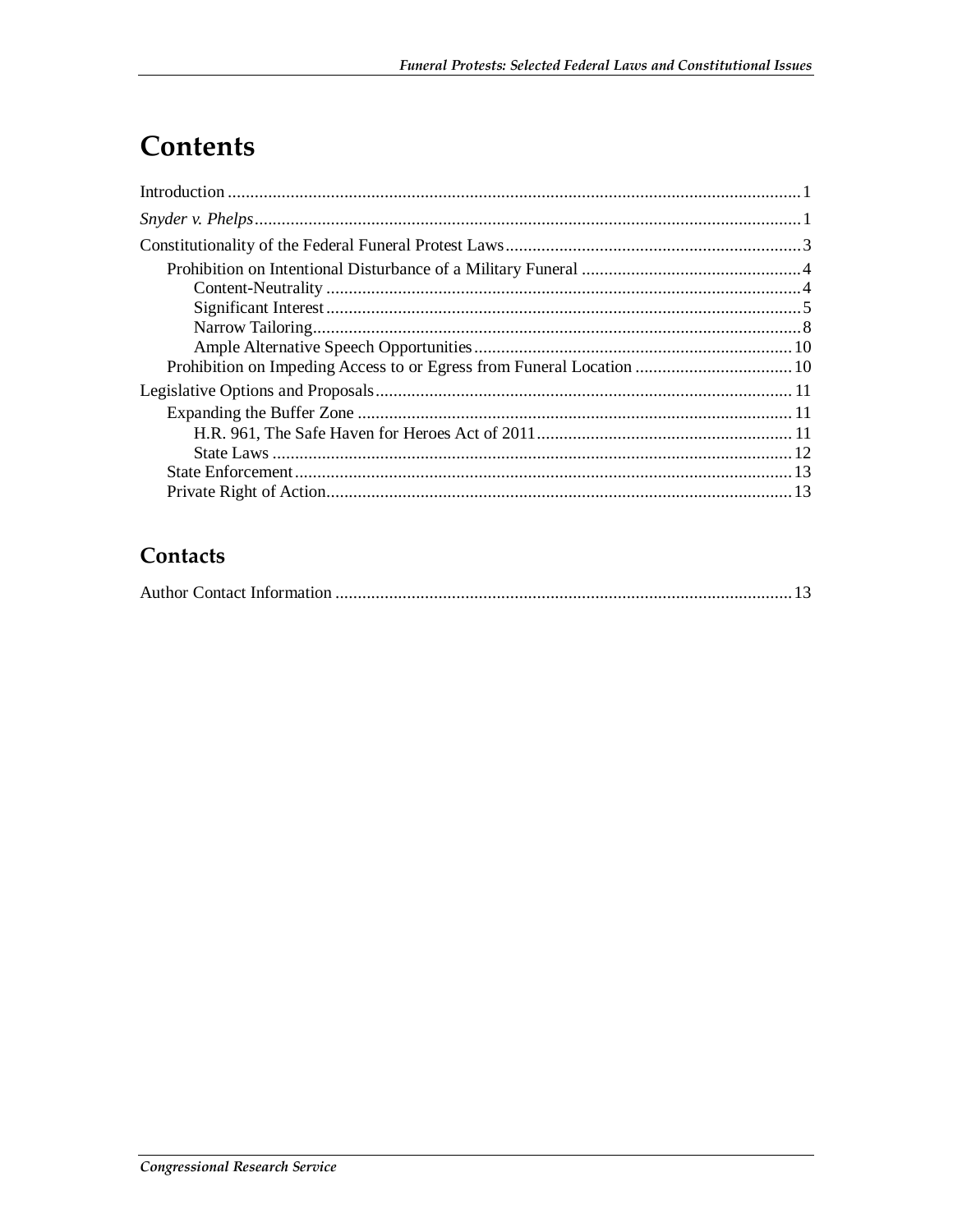# Contents

Introduction ............................................................................................................................... 1
*Snyder v. Phelps* ......................................................................................................................... 1
Constitutionality of the Federal Funeral Protest Laws .................................................................. 3
    Prohibition on Intentional Disturbance of a Military Funeral ................................................. 4
        Content-Neutrality ........................................................................................................... 4
        Significant Interest ........................................................................................................... 5
        Narrow Tailoring.............................................................................................................. 8
        Ample Alternative Speech Opportunities ...................................................................... 10
    Prohibition on Impeding Access to or Egress from Funeral Location ................................... 10
Legislative Options and Proposals ............................................................................................. 11
    Expanding the Buffer Zone ................................................................................................. 11
        H.R. 961, The Safe Haven for Heroes Act of 2011 ......................................................... 11
        State Laws ..................................................................................................................... 12
    State Enforcement ............................................................................................................... 13
    Private Right of Action ........................................................................................................ 13

## Contacts

Author Contact Information ...................................................................................................... 13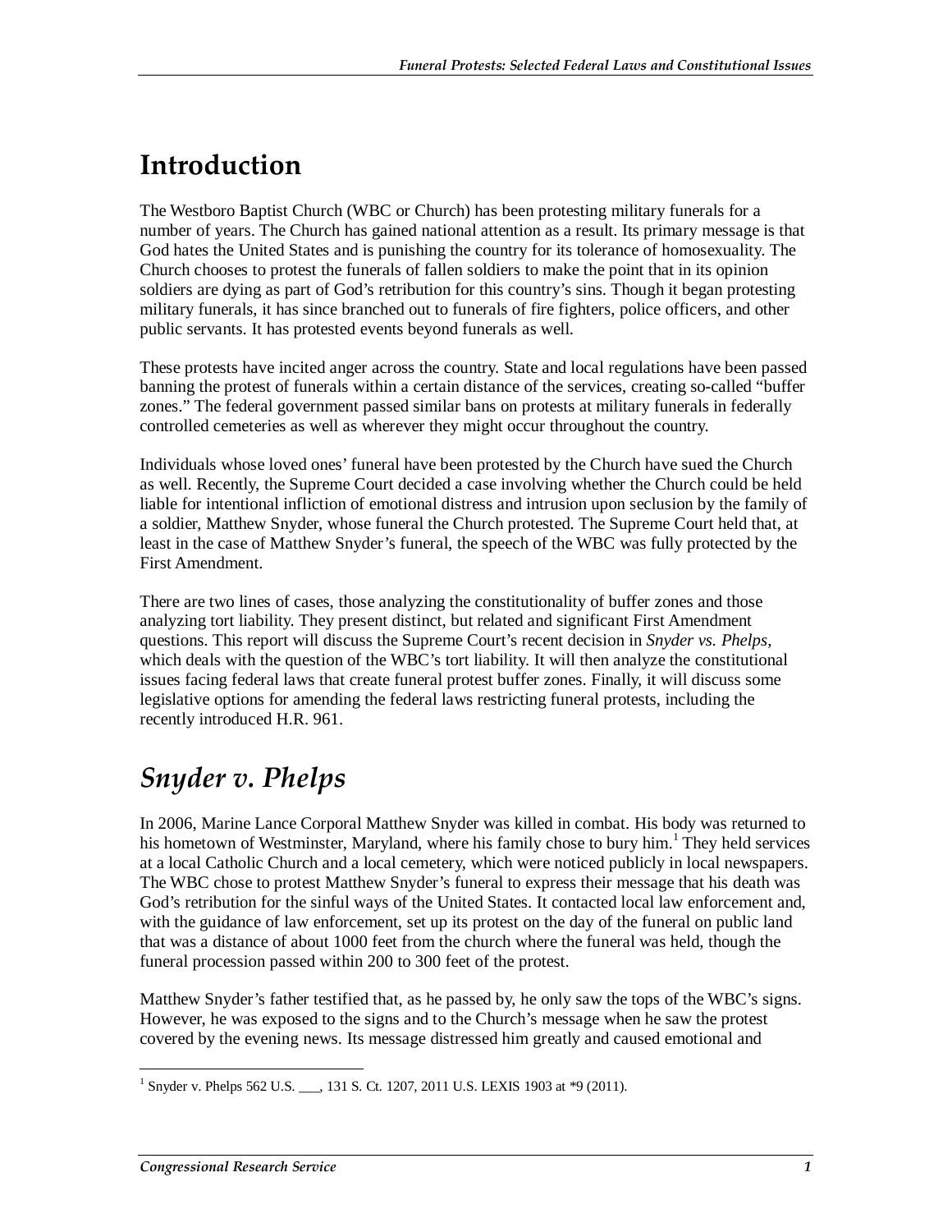# Introduction

The Westboro Baptist Church (WBC or Church) has been protesting military funerals for a number of years. The Church has gained national attention as a result. Its primary message is that God hates the United States and is punishing the country for its tolerance of homosexuality. The Church chooses to protest the funerals of fallen soldiers to make the point that in its opinion soldiers are dying as part of God's retribution for this country's sins. Though it began protesting military funerals, it has since branched out to funerals of fire fighters, police officers, and other public servants. It has protested events beyond funerals as well.

These protests have incited anger across the country. State and local regulations have been passed banning the protest of funerals within a certain distance of the services, creating so-called "buffer zones." The federal government passed similar bans on protests at military funerals in federally controlled cemeteries as well as wherever they might occur throughout the country.

Individuals whose loved ones' funeral have been protested by the Church have sued the Church as well. Recently, the Supreme Court decided a case involving whether the Church could be held liable for intentional infliction of emotional distress and intrusion upon seclusion by the family of a soldier, Matthew Snyder, whose funeral the Church protested. The Supreme Court held that, at least in the case of Matthew Snyder's funeral, the speech of the WBC was fully protected by the First Amendment.

There are two lines of cases, those analyzing the constitutionality of buffer zones and those analyzing tort liability. They present distinct, but related and significant First Amendment questions. This report will discuss the Supreme Court's recent decision in *Snyder vs. Phelps*, which deals with the question of the WBC's tort liability. It will then analyze the constitutional issues facing federal laws that create funeral protest buffer zones. Finally, it will discuss some legislative options for amending the federal laws restricting funeral protests, including the recently introduced H.R. 961.

# *Snyder v. Phelps*

In 2006, Marine Lance Corporal Matthew Snyder was killed in combat. His body was returned to his hometown of Westminster, Maryland, where his family chose to bury him.[1] They held services at a local Catholic Church and a local cemetery, which were noticed publicly in local newspapers. The WBC chose to protest Matthew Snyder's funeral to express their message that his death was God's retribution for the sinful ways of the United States. It contacted local law enforcement and, with the guidance of law enforcement, set up its protest on the day of the funeral on public land that was a distance of about 1000 feet from the church where the funeral was held, though the funeral procession passed within 200 to 300 feet of the protest.

Matthew Snyder's father testified that, as he passed by, he only saw the tops of the WBC's signs. However, he was exposed to the signs and to the Church's message when he saw the protest covered by the evening news. Its message distressed him greatly and caused emotional and

[1] Snyder v. Phelps 562 U.S. ___, 131 S. Ct. 1207, 2011 U.S. LEXIS 1903 at *9 (2011).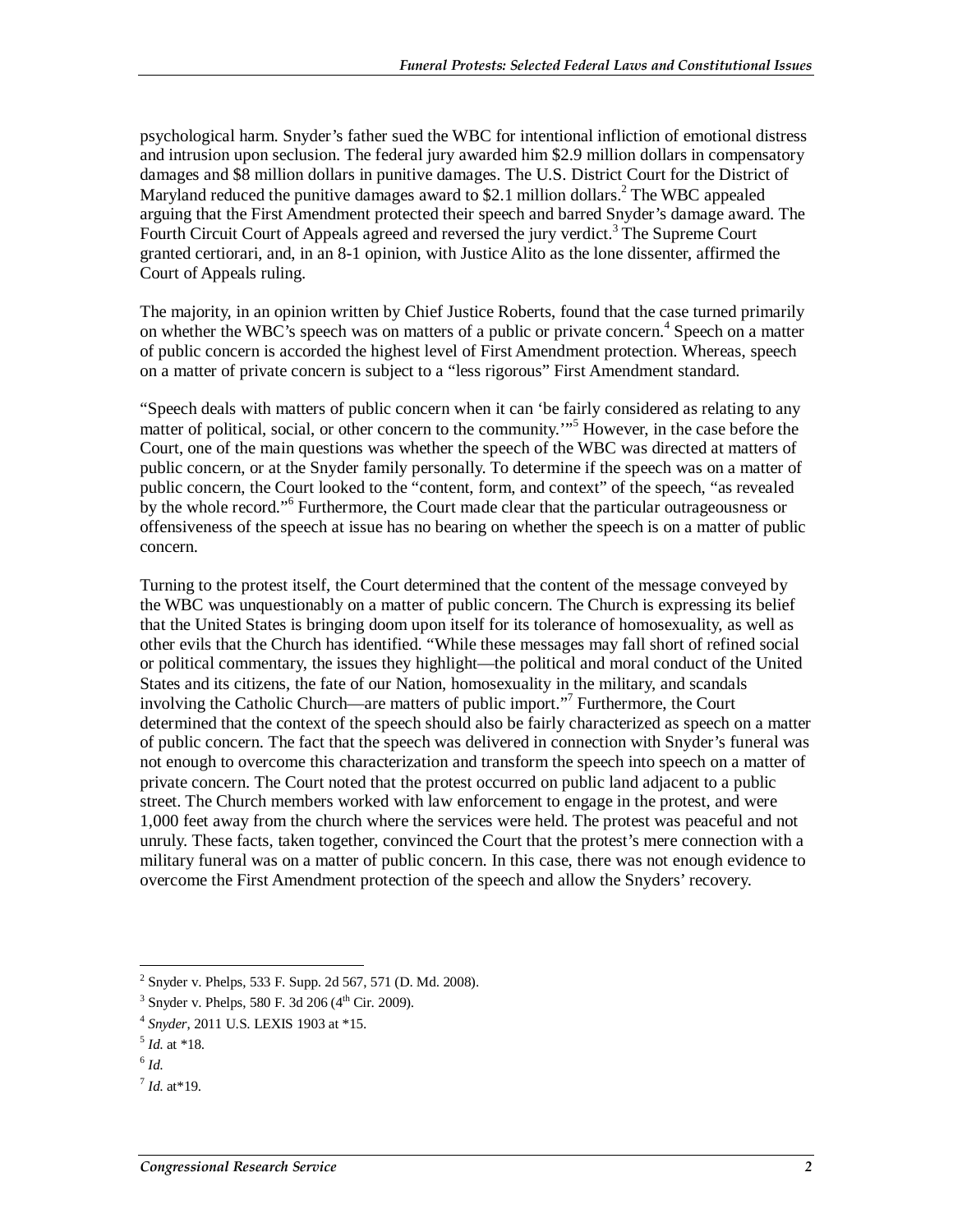psychological harm. Snyder's father sued the WBC for intentional infliction of emotional distress and intrusion upon seclusion. The federal jury awarded him $2.9 million dollars in compensatory damages and $8 million dollars in punitive damages. The U.S. District Court for the District of Maryland reduced the punitive damages award to $2.1 million dollars.[2] The WBC appealed arguing that the First Amendment protected their speech and barred Snyder's damage award. The Fourth Circuit Court of Appeals agreed and reversed the jury verdict.[3] The Supreme Court granted certiorari, and, in an 8-1 opinion, with Justice Alito as the lone dissenter, affirmed the Court of Appeals ruling.

The majority, in an opinion written by Chief Justice Roberts, found that the case turned primarily on whether the WBC's speech was on matters of a public or private concern.[4] Speech on a matter of public concern is accorded the highest level of First Amendment protection. Whereas, speech on a matter of private concern is subject to a "less rigorous" First Amendment standard.

"Speech deals with matters of public concern when it can 'be fairly considered as relating to any matter of political, social, or other concern to the community.'"[5] However, in the case before the Court, one of the main questions was whether the speech of the WBC was directed at matters of public concern, or at the Snyder family personally. To determine if the speech was on a matter of public concern, the Court looked to the "content, form, and context" of the speech, "as revealed by the whole record."[6] Furthermore, the Court made clear that the particular outrageousness or offensiveness of the speech at issue has no bearing on whether the speech is on a matter of public concern.

Turning to the protest itself, the Court determined that the content of the message conveyed by the WBC was unquestionably on a matter of public concern. The Church is expressing its belief that the United States is bringing doom upon itself for its tolerance of homosexuality, as well as other evils that the Church has identified. "While these messages may fall short of refined social or political commentary, the issues they highlight—the political and moral conduct of the United States and its citizens, the fate of our Nation, homosexuality in the military, and scandals involving the Catholic Church—are matters of public import."[7] Furthermore, the Court determined that the context of the speech should also be fairly characterized as speech on a matter of public concern. The fact that the speech was delivered in connection with Snyder's funeral was not enough to overcome this characterization and transform the speech into speech on a matter of private concern. The Court noted that the protest occurred on public land adjacent to a public street. The Church members worked with law enforcement to engage in the protest, and were 1,000 feet away from the church where the services were held. The protest was peaceful and not unruly. These facts, taken together, convinced the Court that the protest's mere connection with a military funeral was on a matter of public concern. In this case, there was not enough evidence to overcome the First Amendment protection of the speech and allow the Snyders' recovery.

---

[2] Snyder v. Phelps, 533 F. Supp. 2d 567, 571 (D. Md. 2008).

[3] Snyder v. Phelps, 580 F. 3d 206 (4th Cir. 2009).

[4] *Snyder*, 2011 U.S. LEXIS 1903 at *15.

[5] *Id.* at *18.

[6] *Id.*

[7] *Id.* at*19.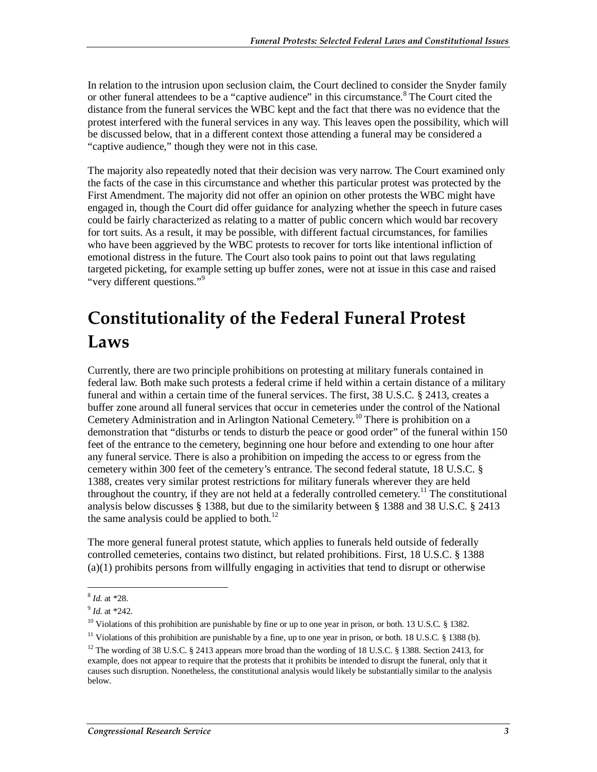In relation to the intrusion upon seclusion claim, the Court declined to consider the Snyder family or other funeral attendees to be a "captive audience" in this circumstance.[8] The Court cited the distance from the funeral services the WBC kept and the fact that there was no evidence that the protest interfered with the funeral services in any way. This leaves open the possibility, which will be discussed below, that in a different context those attending a funeral may be considered a "captive audience," though they were not in this case.

The majority also repeatedly noted that their decision was very narrow. The Court examined only the facts of the case in this circumstance and whether this particular protest was protected by the First Amendment. The majority did not offer an opinion on other protests the WBC might have engaged in, though the Court did offer guidance for analyzing whether the speech in future cases could be fairly characterized as relating to a matter of public concern which would bar recovery for tort suits. As a result, it may be possible, with different factual circumstances, for families who have been aggrieved by the WBC protests to recover for torts like intentional infliction of emotional distress in the future. The Court also took pains to point out that laws regulating targeted picketing, for example setting up buffer zones, were not at issue in this case and raised "very different questions."[9]

# Constitutionality of the Federal Funeral Protest Laws

Currently, there are two principle prohibitions on protesting at military funerals contained in federal law. Both make such protests a federal crime if held within a certain distance of a military funeral and within a certain time of the funeral services. The first, 38 U.S.C. § 2413, creates a buffer zone around all funeral services that occur in cemeteries under the control of the National Cemetery Administration and in Arlington National Cemetery.[10] There is prohibition on a demonstration that "disturbs or tends to disturb the peace or good order" of the funeral within 150 feet of the entrance to the cemetery, beginning one hour before and extending to one hour after any funeral service. There is also a prohibition on impeding the access to or egress from the cemetery within 300 feet of the cemetery's entrance. The second federal statute, 18 U.S.C. § 1388, creates very similar protest restrictions for military funerals wherever they are held throughout the country, if they are not held at a federally controlled cemetery.[11] The constitutional analysis below discusses § 1388, but due to the similarity between § 1388 and 38 U.S.C. § 2413 the same analysis could be applied to both.[12]

The more general funeral protest statute, which applies to funerals held outside of federally controlled cemeteries, contains two distinct, but related prohibitions. First, 18 U.S.C. § 1388 (a)(1) prohibits persons from willfully engaging in activities that tend to disrupt or otherwise

---

[8] *Id.* at *28.

[9] *Id.* at *242.

[10] Violations of this prohibition are punishable by fine or up to one year in prison, or both. 13 U.S.C. § 1382.

[11] Violations of this prohibition are punishable by a fine, up to one year in prison, or both. 18 U.S.C. § 1388 (b).

[12] The wording of 38 U.S.C. § 2413 appears more broad than the wording of 18 U.S.C. § 1388. Section 2413, for example, does not appear to require that the protests that it prohibits be intended to disrupt the funeral, only that it causes such disruption. Nonetheless, the constitutional analysis would likely be substantially similar to the analysis below.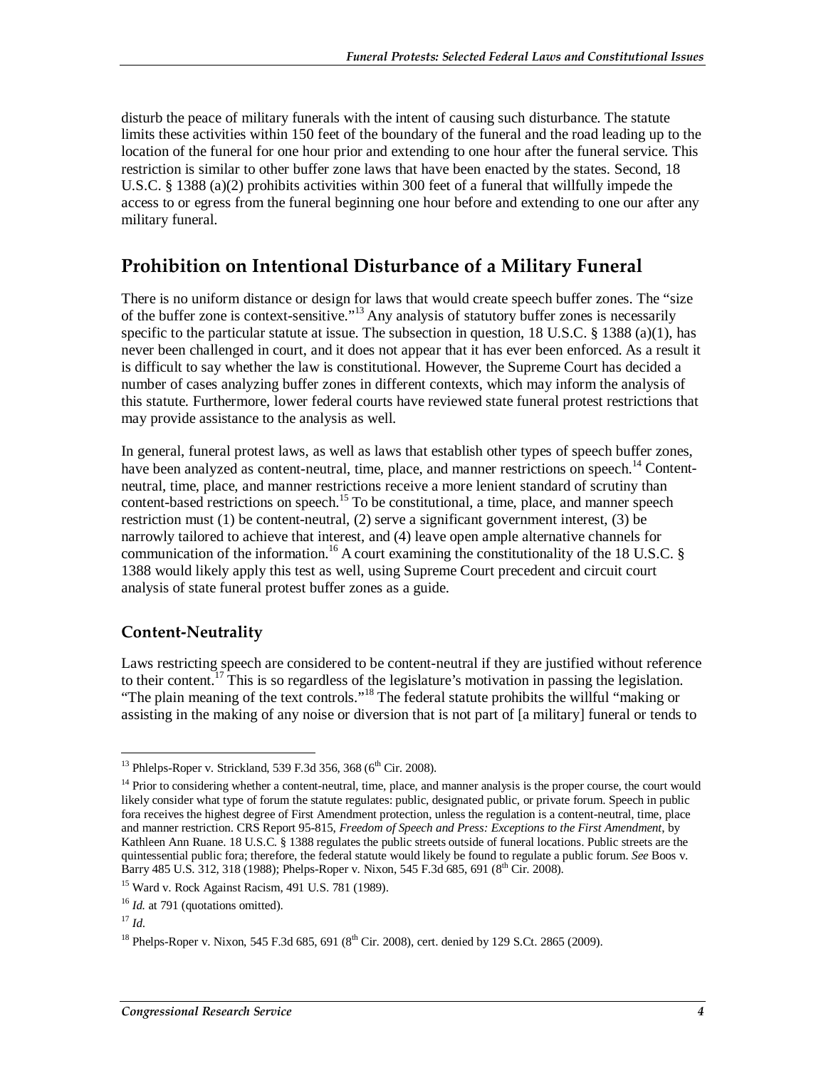disturb the peace of military funerals with the intent of causing such disturbance. The statute limits these activities within 150 feet of the boundary of the funeral and the road leading up to the location of the funeral for one hour prior and extending to one hour after the funeral service. This restriction is similar to other buffer zone laws that have been enacted by the states. Second, 18 U.S.C. § 1388 (a)(2) prohibits activities within 300 feet of a funeral that willfully impede the access to or egress from the funeral beginning one hour before and extending to one our after any military funeral.

## Prohibition on Intentional Disturbance of a Military Funeral

There is no uniform distance or design for laws that would create speech buffer zones. The "size of the buffer zone is context-sensitive."[13] Any analysis of statutory buffer zones is necessarily specific to the particular statute at issue. The subsection in question, 18 U.S.C. § 1388 (a)(1), has never been challenged in court, and it does not appear that it has ever been enforced. As a result it is difficult to say whether the law is constitutional. However, the Supreme Court has decided a number of cases analyzing buffer zones in different contexts, which may inform the analysis of this statute. Furthermore, lower federal courts have reviewed state funeral protest restrictions that may provide assistance to the analysis as well.

In general, funeral protest laws, as well as laws that establish other types of speech buffer zones, have been analyzed as content-neutral, time, place, and manner restrictions on speech.[14] Content-neutral, time, place, and manner restrictions receive a more lenient standard of scrutiny than content-based restrictions on speech.[15] To be constitutional, a time, place, and manner speech restriction must (1) be content-neutral, (2) serve a significant government interest, (3) be narrowly tailored to achieve that interest, and (4) leave open ample alternative channels for communication of the information.[16] A court examining the constitutionality of the 18 U.S.C. § 1388 would likely apply this test as well, using Supreme Court precedent and circuit court analysis of state funeral protest buffer zones as a guide.

### Content-Neutrality

Laws restricting speech are considered to be content-neutral if they are justified without reference to their content.[17] This is so regardless of the legislature's motivation in passing the legislation. "The plain meaning of the text controls."[18] The federal statute prohibits the willful "making or assisting in the making of any noise or diversion that is not part of [a military] funeral or tends to

---

[13] Phlelps-Roper v. Strickland, 539 F.3d 356, 368 (6th Cir. 2008).

[14] Prior to considering whether a content-neutral, time, place, and manner analysis is the proper course, the court would likely consider what type of forum the statute regulates: public, designated public, or private forum. Speech in public fora receives the highest degree of First Amendment protection, unless the regulation is a content-neutral, time, place and manner restriction. CRS Report 95-815, *Freedom of Speech and Press: Exceptions to the First Amendment*, by Kathleen Ann Ruane. 18 U.S.C. § 1388 regulates the public streets outside of funeral locations. Public streets are the quintessential public fora; therefore, the federal statute would likely be found to regulate a public forum. *See* Boos v. Barry 485 U.S. 312, 318 (1988); Phelps-Roper v. Nixon, 545 F.3d 685, 691 (8th Cir. 2008).

[15] Ward v. Rock Against Racism, 491 U.S. 781 (1989).

[16] *Id.* at 791 (quotations omitted).

[17] *Id.*

[18] Phelps-Roper v. Nixon, 545 F.3d 685, 691 (8th Cir. 2008), cert. denied by 129 S.Ct. 2865 (2009).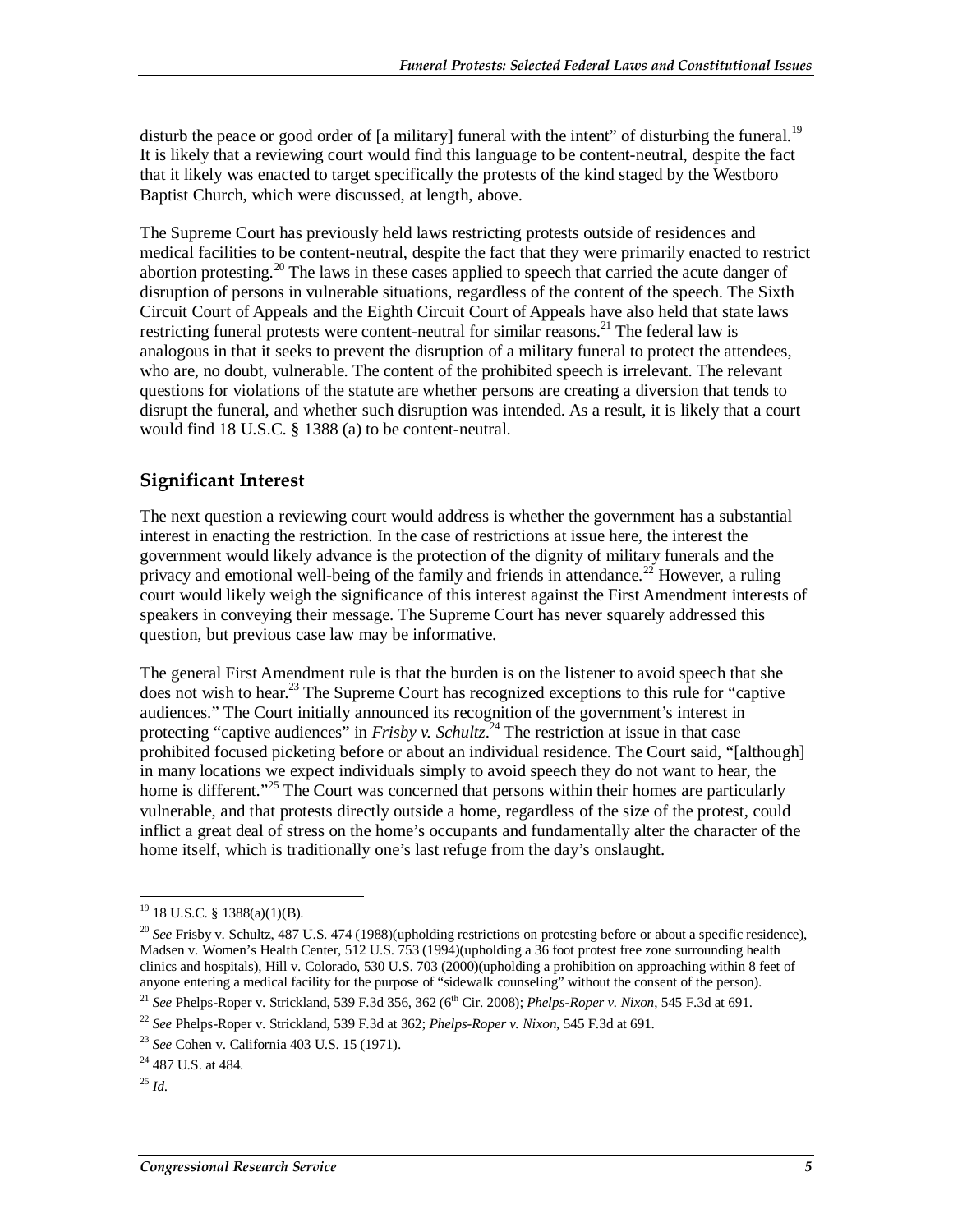disturb the peace or good order of [a military] funeral with the intent" of disturbing the funeral.[19] It is likely that a reviewing court would find this language to be content-neutral, despite the fact that it likely was enacted to target specifically the protests of the kind staged by the Westboro Baptist Church, which were discussed, at length, above.

The Supreme Court has previously held laws restricting protests outside of residences and medical facilities to be content-neutral, despite the fact that they were primarily enacted to restrict abortion protesting.[20] The laws in these cases applied to speech that carried the acute danger of disruption of persons in vulnerable situations, regardless of the content of the speech. The Sixth Circuit Court of Appeals and the Eighth Circuit Court of Appeals have also held that state laws restricting funeral protests were content-neutral for similar reasons.[21] The federal law is analogous in that it seeks to prevent the disruption of a military funeral to protect the attendees, who are, no doubt, vulnerable. The content of the prohibited speech is irrelevant. The relevant questions for violations of the statute are whether persons are creating a diversion that tends to disrupt the funeral, and whether such disruption was intended. As a result, it is likely that a court would find 18 U.S.C. § 1388 (a) to be content-neutral.

## Significant Interest

The next question a reviewing court would address is whether the government has a substantial interest in enacting the restriction. In the case of restrictions at issue here, the interest the government would likely advance is the protection of the dignity of military funerals and the privacy and emotional well-being of the family and friends in attendance.[22] However, a ruling court would likely weigh the significance of this interest against the First Amendment interests of speakers in conveying their message. The Supreme Court has never squarely addressed this question, but previous case law may be informative.

The general First Amendment rule is that the burden is on the listener to avoid speech that she does not wish to hear.[23] The Supreme Court has recognized exceptions to this rule for "captive audiences." The Court initially announced its recognition of the government's interest in protecting "captive audiences" in *Frisby v. Schultz*.[24] The restriction at issue in that case prohibited focused picketing before or about an individual residence. The Court said, "[although] in many locations we expect individuals simply to avoid speech they do not want to hear, the home is different."[25] The Court was concerned that persons within their homes are particularly vulnerable, and that protests directly outside a home, regardless of the size of the protest, could inflict a great deal of stress on the home's occupants and fundamentally alter the character of the home itself, which is traditionally one's last refuge from the day's onslaught.

---

[19] 18 U.S.C. § 1388(a)(1)(B).

[20] *See* Frisby v. Schultz, 487 U.S. 474 (1988)(upholding restrictions on protesting before or about a specific residence), Madsen v. Women's Health Center, 512 U.S. 753 (1994)(upholding a 36 foot protest free zone surrounding health clinics and hospitals), Hill v. Colorado, 530 U.S. 703 (2000)(upholding a prohibition on approaching within 8 feet of anyone entering a medical facility for the purpose of "sidewalk counseling" without the consent of the person).

[21] *See* Phelps-Roper v. Strickland, 539 F.3d 356, 362 (6th Cir. 2008); *Phelps-Roper v. Nixon*, 545 F.3d at 691.

[22] *See* Phelps-Roper v. Strickland, 539 F.3d at 362; *Phelps-Roper v. Nixon*, 545 F.3d at 691.

[23] *See* Cohen v. California 403 U.S. 15 (1971).

[24] 487 U.S. at 484.

[25] *Id.*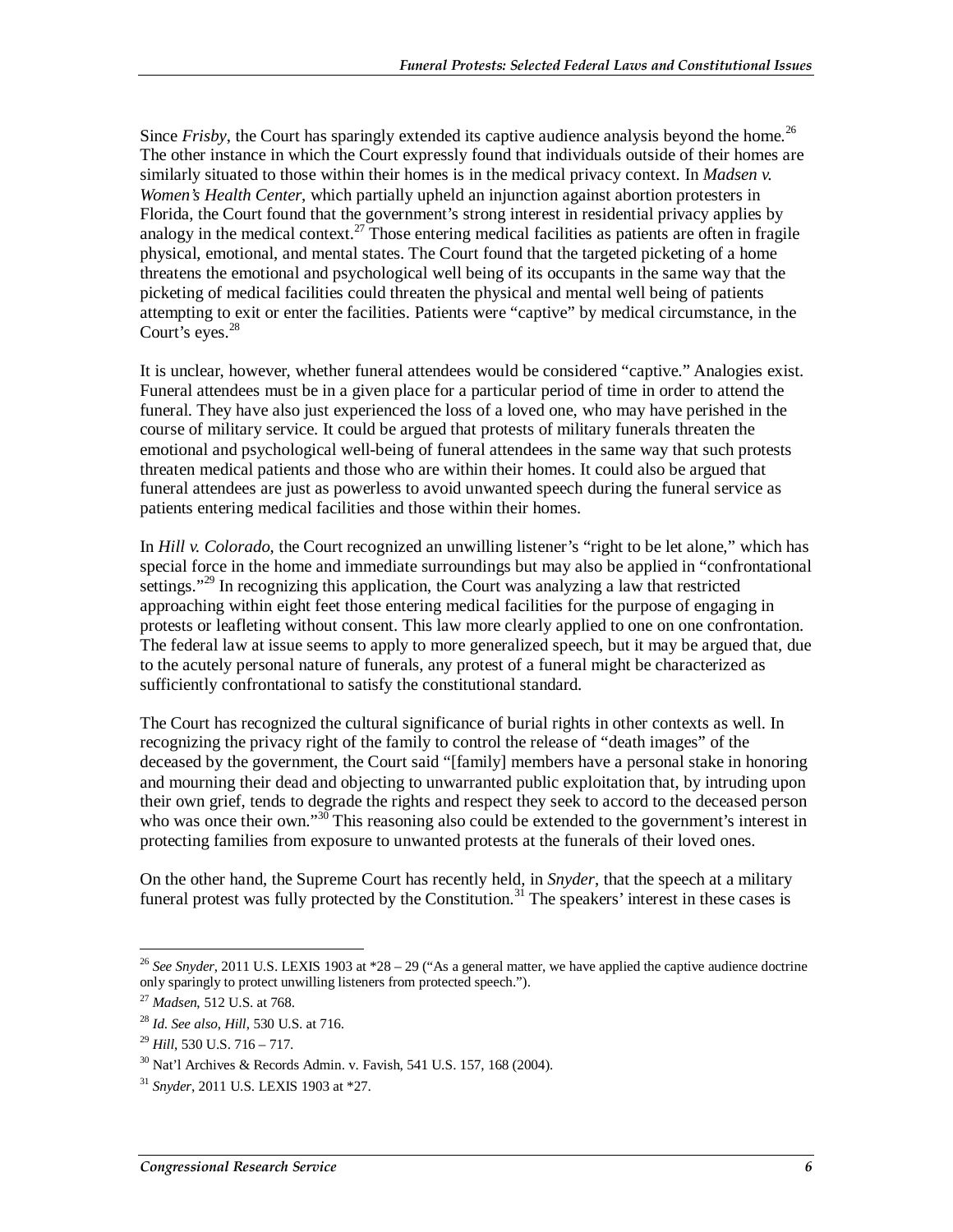Since *Frisby*, the Court has sparingly extended its captive audience analysis beyond the home.[26] The other instance in which the Court expressly found that individuals outside of their homes are similarly situated to those within their homes is in the medical privacy context. In *Madsen v. Women's Health Center*, which partially upheld an injunction against abortion protesters in Florida, the Court found that the government's strong interest in residential privacy applies by analogy in the medical context.[27] Those entering medical facilities as patients are often in fragile physical, emotional, and mental states. The Court found that the targeted picketing of a home threatens the emotional and psychological well being of its occupants in the same way that the picketing of medical facilities could threaten the physical and mental well being of patients attempting to exit or enter the facilities. Patients were "captive" by medical circumstance, in the Court's eyes.[28]

It is unclear, however, whether funeral attendees would be considered "captive." Analogies exist. Funeral attendees must be in a given place for a particular period of time in order to attend the funeral. They have also just experienced the loss of a loved one, who may have perished in the course of military service. It could be argued that protests of military funerals threaten the emotional and psychological well-being of funeral attendees in the same way that such protests threaten medical patients and those who are within their homes. It could also be argued that funeral attendees are just as powerless to avoid unwanted speech during the funeral service as patients entering medical facilities and those within their homes.

In *Hill v. Colorado*, the Court recognized an unwilling listener's "right to be let alone," which has special force in the home and immediate surroundings but may also be applied in "confrontational settings."[29] In recognizing this application, the Court was analyzing a law that restricted approaching within eight feet those entering medical facilities for the purpose of engaging in protests or leafleting without consent. This law more clearly applied to one on one confrontation. The federal law at issue seems to apply to more generalized speech, but it may be argued that, due to the acutely personal nature of funerals, any protest of a funeral might be characterized as sufficiently confrontational to satisfy the constitutional standard.

The Court has recognized the cultural significance of burial rights in other contexts as well. In recognizing the privacy right of the family to control the release of "death images" of the deceased by the government, the Court said "[family] members have a personal stake in honoring and mourning their dead and objecting to unwarranted public exploitation that, by intruding upon their own grief, tends to degrade the rights and respect they seek to accord to the deceased person who was once their own."[30] This reasoning also could be extended to the government's interest in protecting families from exposure to unwanted protests at the funerals of their loved ones.

On the other hand, the Supreme Court has recently held, in *Snyder*, that the speech at a military funeral protest was fully protected by the Constitution.[31] The speakers' interest in these cases is

---

[26] *See Snyder*, 2011 U.S. LEXIS 1903 at *28 – 29 ("As a general matter, we have applied the captive audience doctrine only sparingly to protect unwilling listeners from protected speech.").

[27] *Madsen*, 512 U.S. at 768.

[28] *Id. See also, Hill*, 530 U.S. at 716.

[29] *Hill*, 530 U.S. 716 – 717.

[30] Nat'l Archives & Records Admin. v. Favish, 541 U.S. 157, 168 (2004).

[31] *Snyder*, 2011 U.S. LEXIS 1903 at *27.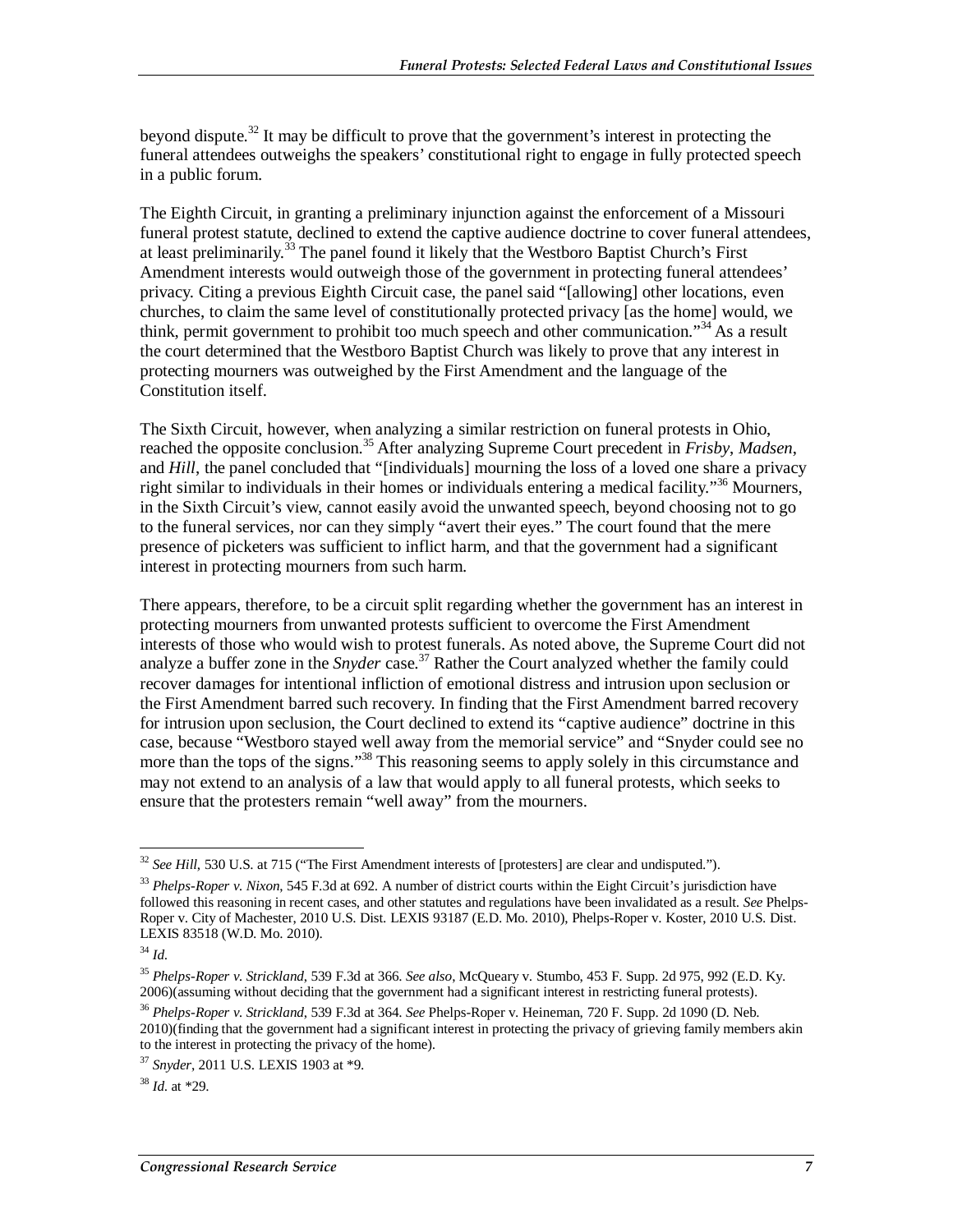beyond dispute.[32] It may be difficult to prove that the government's interest in protecting the funeral attendees outweighs the speakers' constitutional right to engage in fully protected speech in a public forum.

The Eighth Circuit, in granting a preliminary injunction against the enforcement of a Missouri funeral protest statute, declined to extend the captive audience doctrine to cover funeral attendees, at least preliminarily.[33] The panel found it likely that the Westboro Baptist Church's First Amendment interests would outweigh those of the government in protecting funeral attendees' privacy. Citing a previous Eighth Circuit case, the panel said "[allowing] other locations, even churches, to claim the same level of constitutionally protected privacy [as the home] would, we think, permit government to prohibit too much speech and other communication."[34] As a result the court determined that the Westboro Baptist Church was likely to prove that any interest in protecting mourners was outweighed by the First Amendment and the language of the Constitution itself.

The Sixth Circuit, however, when analyzing a similar restriction on funeral protests in Ohio, reached the opposite conclusion.[35] After analyzing Supreme Court precedent in *Frisby*, *Madsen*, and *Hill*, the panel concluded that "[individuals] mourning the loss of a loved one share a privacy right similar to individuals in their homes or individuals entering a medical facility."[36] Mourners, in the Sixth Circuit's view, cannot easily avoid the unwanted speech, beyond choosing not to go to the funeral services, nor can they simply "avert their eyes." The court found that the mere presence of picketers was sufficient to inflict harm, and that the government had a significant interest in protecting mourners from such harm.

There appears, therefore, to be a circuit split regarding whether the government has an interest in protecting mourners from unwanted protests sufficient to overcome the First Amendment interests of those who would wish to protest funerals. As noted above, the Supreme Court did not analyze a buffer zone in the *Snyder* case.[37] Rather the Court analyzed whether the family could recover damages for intentional infliction of emotional distress and intrusion upon seclusion or the First Amendment barred such recovery. In finding that the First Amendment barred recovery for intrusion upon seclusion, the Court declined to extend its "captive audience" doctrine in this case, because "Westboro stayed well away from the memorial service" and "Snyder could see no more than the tops of the signs."[38] This reasoning seems to apply solely in this circumstance and may not extend to an analysis of a law that would apply to all funeral protests, which seeks to ensure that the protesters remain "well away" from the mourners.

---

[32] *See Hill*, 530 U.S. at 715 ("The First Amendment interests of [protesters] are clear and undisputed.").

[33] *Phelps-Roper v. Nixon*, 545 F.3d at 692. A number of district courts within the Eight Circuit's jurisdiction have followed this reasoning in recent cases, and other statutes and regulations have been invalidated as a result. *See* Phelps-Roper v. City of Machester, 2010 U.S. Dist. LEXIS 93187 (E.D. Mo. 2010), Phelps-Roper v. Koster, 2010 U.S. Dist. LEXIS 83518 (W.D. Mo. 2010).

[34] *Id.*

[35] *Phelps-Roper v. Strickland*, 539 F.3d at 366. *See also*, McQueary v. Stumbo, 453 F. Supp. 2d 975, 992 (E.D. Ky. 2006)(assuming without deciding that the government had a significant interest in restricting funeral protests).

[36] *Phelps-Roper v. Strickland*, 539 F.3d at 364. *See* Phelps-Roper v. Heineman, 720 F. Supp. 2d 1090 (D. Neb. 2010)(finding that the government had a significant interest in protecting the privacy of grieving family members akin to the interest in protecting the privacy of the home).

[37] *Snyder*, 2011 U.S. LEXIS 1903 at *9.

[38] *Id.* at *29.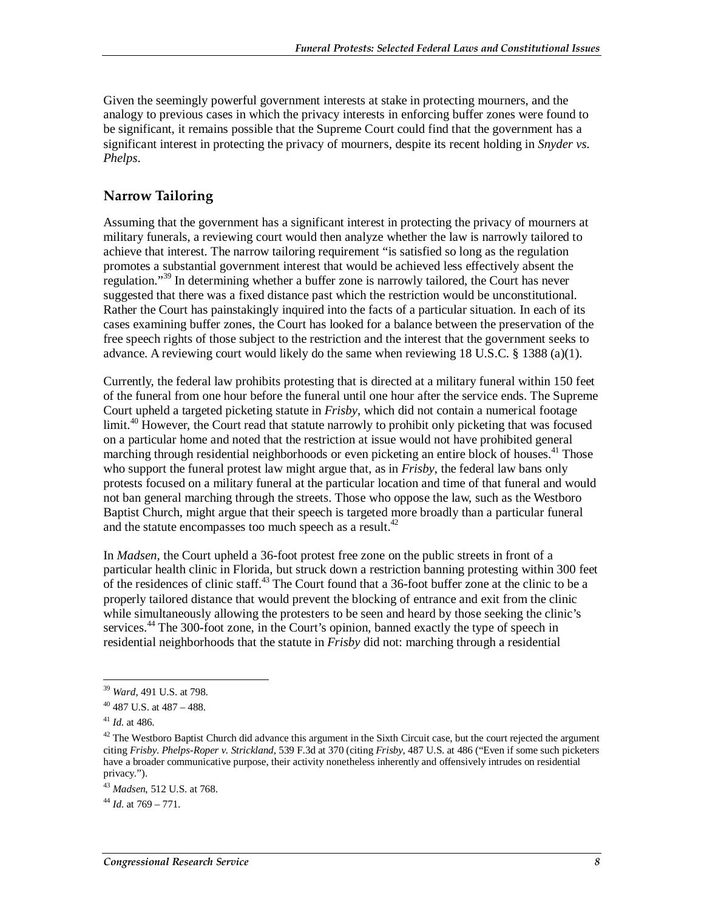Given the seemingly powerful government interests at stake in protecting mourners, and the analogy to previous cases in which the privacy interests in enforcing buffer zones were found to be significant, it remains possible that the Supreme Court could find that the government has a significant interest in protecting the privacy of mourners, despite its recent holding in *Snyder vs. Phelps*.

## Narrow Tailoring

Assuming that the government has a significant interest in protecting the privacy of mourners at military funerals, a reviewing court would then analyze whether the law is narrowly tailored to achieve that interest. The narrow tailoring requirement "is satisfied so long as the regulation promotes a substantial government interest that would be achieved less effectively absent the regulation."[39] In determining whether a buffer zone is narrowly tailored, the Court has never suggested that there was a fixed distance past which the restriction would be unconstitutional. Rather the Court has painstakingly inquired into the facts of a particular situation. In each of its cases examining buffer zones, the Court has looked for a balance between the preservation of the free speech rights of those subject to the restriction and the interest that the government seeks to advance. A reviewing court would likely do the same when reviewing 18 U.S.C. § 1388 (a)(1).

Currently, the federal law prohibits protesting that is directed at a military funeral within 150 feet of the funeral from one hour before the funeral until one hour after the service ends. The Supreme Court upheld a targeted picketing statute in *Frisby*, which did not contain a numerical footage limit.[40] However, the Court read that statute narrowly to prohibit only picketing that was focused on a particular home and noted that the restriction at issue would not have prohibited general marching through residential neighborhoods or even picketing an entire block of houses.[41] Those who support the funeral protest law might argue that, as in *Frisby*, the federal law bans only protests focused on a military funeral at the particular location and time of that funeral and would not ban general marching through the streets. Those who oppose the law, such as the Westboro Baptist Church, might argue that their speech is targeted more broadly than a particular funeral and the statute encompasses too much speech as a result.[42]

In *Madsen*, the Court upheld a 36-foot protest free zone on the public streets in front of a particular health clinic in Florida, but struck down a restriction banning protesting within 300 feet of the residences of clinic staff.[43] The Court found that a 36-foot buffer zone at the clinic to be a properly tailored distance that would prevent the blocking of entrance and exit from the clinic while simultaneously allowing the protesters to be seen and heard by those seeking the clinic's services.[44] The 300-foot zone, in the Court's opinion, banned exactly the type of speech in residential neighborhoods that the statute in *Frisby* did not: marching through a residential

---

[39] *Ward*, 491 U.S. at 798.

[40] 487 U.S. at 487 – 488.

[41] *Id.* at 486.

[42] The Westboro Baptist Church did advance this argument in the Sixth Circuit case, but the court rejected the argument citing *Frisby*. *Phelps-Roper v. Strickland*, 539 F.3d at 370 (citing *Frisby*, 487 U.S. at 486 ("Even if some such picketers have a broader communicative purpose, their activity nonetheless inherently and offensively intrudes on residential privacy.").

[43] *Madsen*, 512 U.S. at 768.

[44] *Id.* at 769 – 771.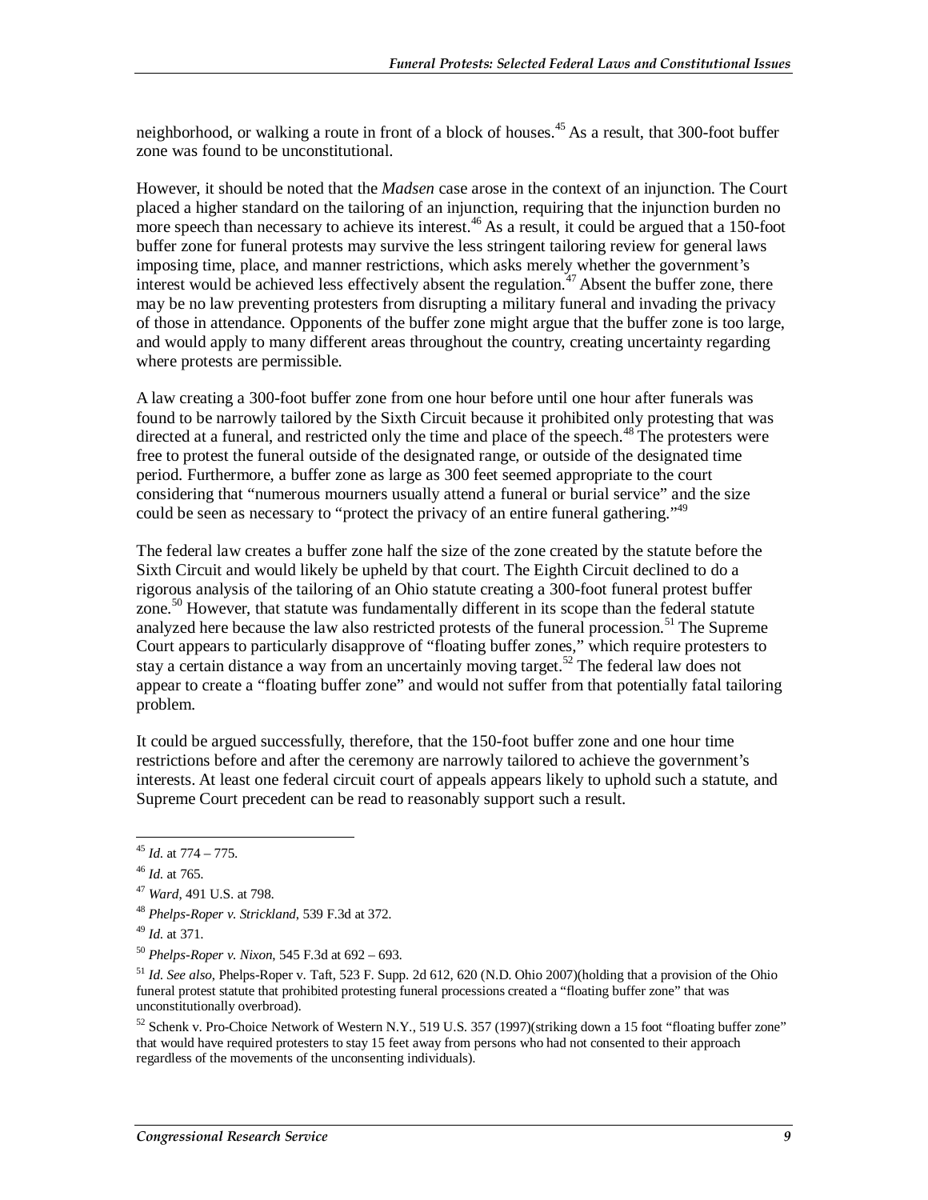neighborhood, or walking a route in front of a block of houses.[45] As a result, that 300-foot buffer zone was found to be unconstitutional.

However, it should be noted that the *Madsen* case arose in the context of an injunction. The Court placed a higher standard on the tailoring of an injunction, requiring that the injunction burden no more speech than necessary to achieve its interest.[46] As a result, it could be argued that a 150-foot buffer zone for funeral protests may survive the less stringent tailoring review for general laws imposing time, place, and manner restrictions, which asks merely whether the government's interest would be achieved less effectively absent the regulation.[47] Absent the buffer zone, there may be no law preventing protesters from disrupting a military funeral and invading the privacy of those in attendance. Opponents of the buffer zone might argue that the buffer zone is too large, and would apply to many different areas throughout the country, creating uncertainty regarding where protests are permissible.

A law creating a 300-foot buffer zone from one hour before until one hour after funerals was found to be narrowly tailored by the Sixth Circuit because it prohibited only protesting that was directed at a funeral, and restricted only the time and place of the speech.[48] The protesters were free to protest the funeral outside of the designated range, or outside of the designated time period. Furthermore, a buffer zone as large as 300 feet seemed appropriate to the court considering that "numerous mourners usually attend a funeral or burial service" and the size could be seen as necessary to "protect the privacy of an entire funeral gathering."[49]

The federal law creates a buffer zone half the size of the zone created by the statute before the Sixth Circuit and would likely be upheld by that court. The Eighth Circuit declined to do a rigorous analysis of the tailoring of an Ohio statute creating a 300-foot funeral protest buffer zone.[50] However, that statute was fundamentally different in its scope than the federal statute analyzed here because the law also restricted protests of the funeral procession.[51] The Supreme Court appears to particularly disapprove of "floating buffer zones," which require protesters to stay a certain distance a way from an uncertainly moving target.[52] The federal law does not appear to create a "floating buffer zone" and would not suffer from that potentially fatal tailoring problem.

It could be argued successfully, therefore, that the 150-foot buffer zone and one hour time restrictions before and after the ceremony are narrowly tailored to achieve the government's interests. At least one federal circuit court of appeals appears likely to uphold such a statute, and Supreme Court precedent can be read to reasonably support such a result.

---

[45] *Id.* at 774 – 775.

[46] *Id.* at 765.

[47] *Ward*, 491 U.S. at 798.

[48] *Phelps-Roper v. Strickland*, 539 F.3d at 372.

[49] *Id.* at 371.

[50] *Phelps-Roper v. Nixon*, 545 F.3d at 692 – 693.

[51] *Id. See also*, Phelps-Roper v. Taft, 523 F. Supp. 2d 612, 620 (N.D. Ohio 2007)(holding that a provision of the Ohio funeral protest statute that prohibited protesting funeral processions created a "floating buffer zone" that was unconstitutionally overbroad).

[52] Schenk v. Pro-Choice Network of Western N.Y., 519 U.S. 357 (1997)(striking down a 15 foot "floating buffer zone" that would have required protesters to stay 15 feet away from persons who had not consented to their approach regardless of the movements of the unconsenting individuals).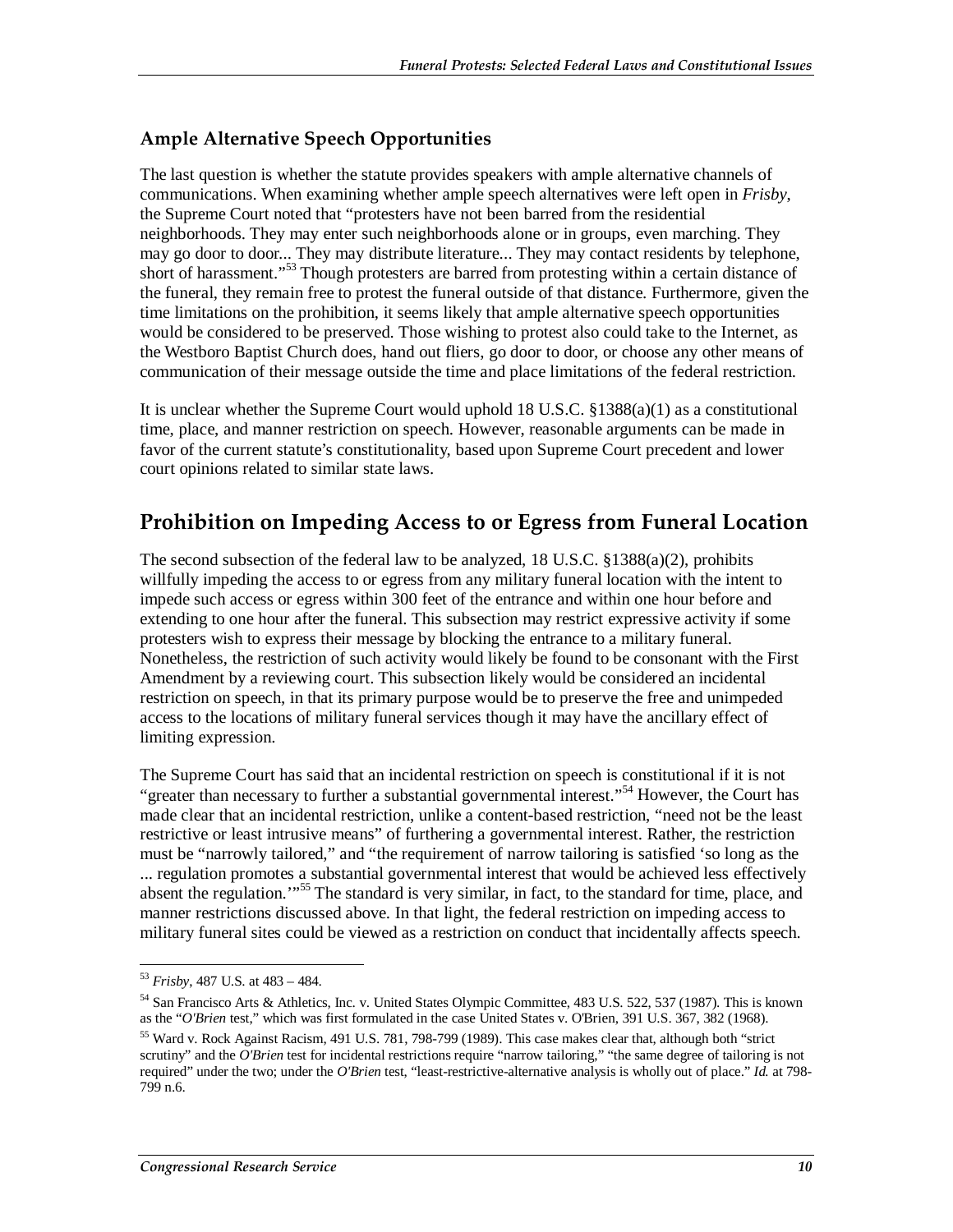### Ample Alternative Speech Opportunities

The last question is whether the statute provides speakers with ample alternative channels of communications. When examining whether ample speech alternatives were left open in *Frisby*, the Supreme Court noted that "protesters have not been barred from the residential neighborhoods. They may enter such neighborhoods alone or in groups, even marching. They may go door to door... They may distribute literature... They may contact residents by telephone, short of harassment."[53] Though protesters are barred from protesting within a certain distance of the funeral, they remain free to protest the funeral outside of that distance. Furthermore, given the time limitations on the prohibition, it seems likely that ample alternative speech opportunities would be considered to be preserved. Those wishing to protest also could take to the Internet, as the Westboro Baptist Church does, hand out fliers, go door to door, or choose any other means of communication of their message outside the time and place limitations of the federal restriction.

It is unclear whether the Supreme Court would uphold 18 U.S.C. §1388(a)(1) as a constitutional time, place, and manner restriction on speech. However, reasonable arguments can be made in favor of the current statute's constitutionality, based upon Supreme Court precedent and lower court opinions related to similar state laws.

## Prohibition on Impeding Access to or Egress from Funeral Location

The second subsection of the federal law to be analyzed, 18 U.S.C. §1388(a)(2), prohibits willfully impeding the access to or egress from any military funeral location with the intent to impede such access or egress within 300 feet of the entrance and within one hour before and extending to one hour after the funeral. This subsection may restrict expressive activity if some protesters wish to express their message by blocking the entrance to a military funeral. Nonetheless, the restriction of such activity would likely be found to be consonant with the First Amendment by a reviewing court. This subsection likely would be considered an incidental restriction on speech, in that its primary purpose would be to preserve the free and unimpeded access to the locations of military funeral services though it may have the ancillary effect of limiting expression.

The Supreme Court has said that an incidental restriction on speech is constitutional if it is not "greater than necessary to further a substantial governmental interest."[54] However, the Court has made clear that an incidental restriction, unlike a content-based restriction, "need not be the least restrictive or least intrusive means" of furthering a governmental interest. Rather, the restriction must be "narrowly tailored," and "the requirement of narrow tailoring is satisfied 'so long as the ... regulation promotes a substantial governmental interest that would be achieved less effectively absent the regulation.'"[55] The standard is very similar, in fact, to the standard for time, place, and manner restrictions discussed above. In that light, the federal restriction on impeding access to military funeral sites could be viewed as a restriction on conduct that incidentally affects speech.

---

[53] *Frisby*, 487 U.S. at 483 – 484.

[54] San Francisco Arts & Athletics, Inc. v. United States Olympic Committee, 483 U.S. 522, 537 (1987). This is known as the "*O'Brien* test," which was first formulated in the case United States v. O'Brien, 391 U.S. 367, 382 (1968).

[55] Ward v. Rock Against Racism, 491 U.S. 781, 798-799 (1989). This case makes clear that, although both "strict scrutiny" and the *O'Brien* test for incidental restrictions require "narrow tailoring," "the same degree of tailoring is not required" under the two; under the *O'Brien* test, "least-restrictive-alternative analysis is wholly out of place." *Id.* at 798-799 n.6.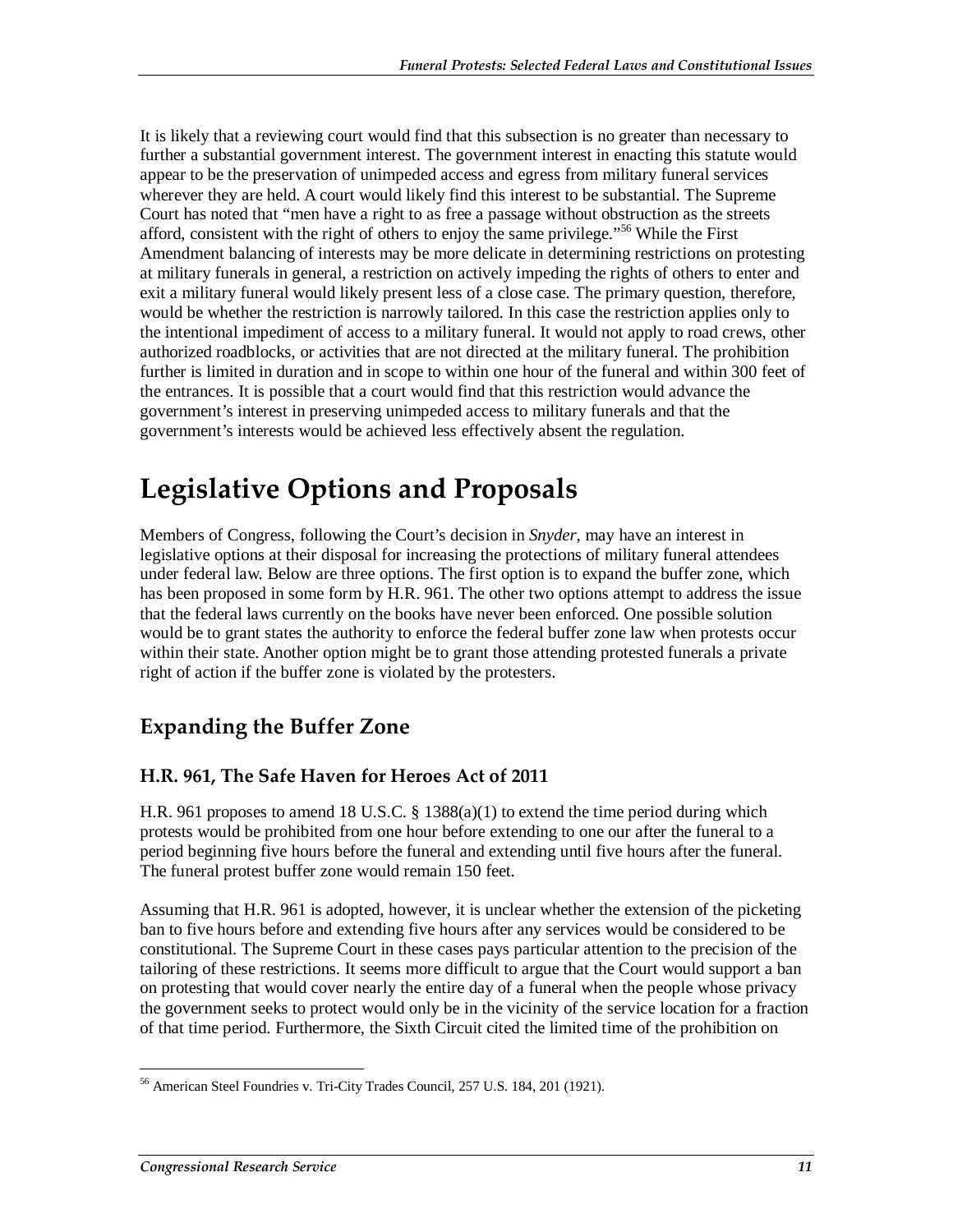It is likely that a reviewing court would find that this subsection is no greater than necessary to further a substantial government interest. The government interest in enacting this statute would appear to be the preservation of unimpeded access and egress from military funeral services wherever they are held. A court would likely find this interest to be substantial. The Supreme Court has noted that "men have a right to as free a passage without obstruction as the streets afford, consistent with the right of others to enjoy the same privilege."[56] While the First Amendment balancing of interests may be more delicate in determining restrictions on protesting at military funerals in general, a restriction on actively impeding the rights of others to enter and exit a military funeral would likely present less of a close case. The primary question, therefore, would be whether the restriction is narrowly tailored. In this case the restriction applies only to the intentional impediment of access to a military funeral. It would not apply to road crews, other authorized roadblocks, or activities that are not directed at the military funeral. The prohibition further is limited in duration and in scope to within one hour of the funeral and within 300 feet of the entrances. It is possible that a court would find that this restriction would advance the government's interest in preserving unimpeded access to military funerals and that the government's interests would be achieved less effectively absent the regulation.

# Legislative Options and Proposals

Members of Congress, following the Court's decision in *Snyder*, may have an interest in legislative options at their disposal for increasing the protections of military funeral attendees under federal law. Below are three options. The first option is to expand the buffer zone, which has been proposed in some form by H.R. 961. The other two options attempt to address the issue that the federal laws currently on the books have never been enforced. One possible solution would be to grant states the authority to enforce the federal buffer zone law when protests occur within their state. Another option might be to grant those attending protested funerals a private right of action if the buffer zone is violated by the protesters.

## Expanding the Buffer Zone

### H.R. 961, The Safe Haven for Heroes Act of 2011

H.R. 961 proposes to amend 18 U.S.C. § 1388(a)(1) to extend the time period during which protests would be prohibited from one hour before extending to one our after the funeral to a period beginning five hours before the funeral and extending until five hours after the funeral. The funeral protest buffer zone would remain 150 feet.

Assuming that H.R. 961 is adopted, however, it is unclear whether the extension of the picketing ban to five hours before and extending five hours after any services would be considered to be constitutional. The Supreme Court in these cases pays particular attention to the precision of the tailoring of these restrictions. It seems more difficult to argue that the Court would support a ban on protesting that would cover nearly the entire day of a funeral when the people whose privacy the government seeks to protect would only be in the vicinity of the service location for a fraction of that time period. Furthermore, the Sixth Circuit cited the limited time of the prohibition on

[56] American Steel Foundries v. Tri-City Trades Council, 257 U.S. 184, 201 (1921).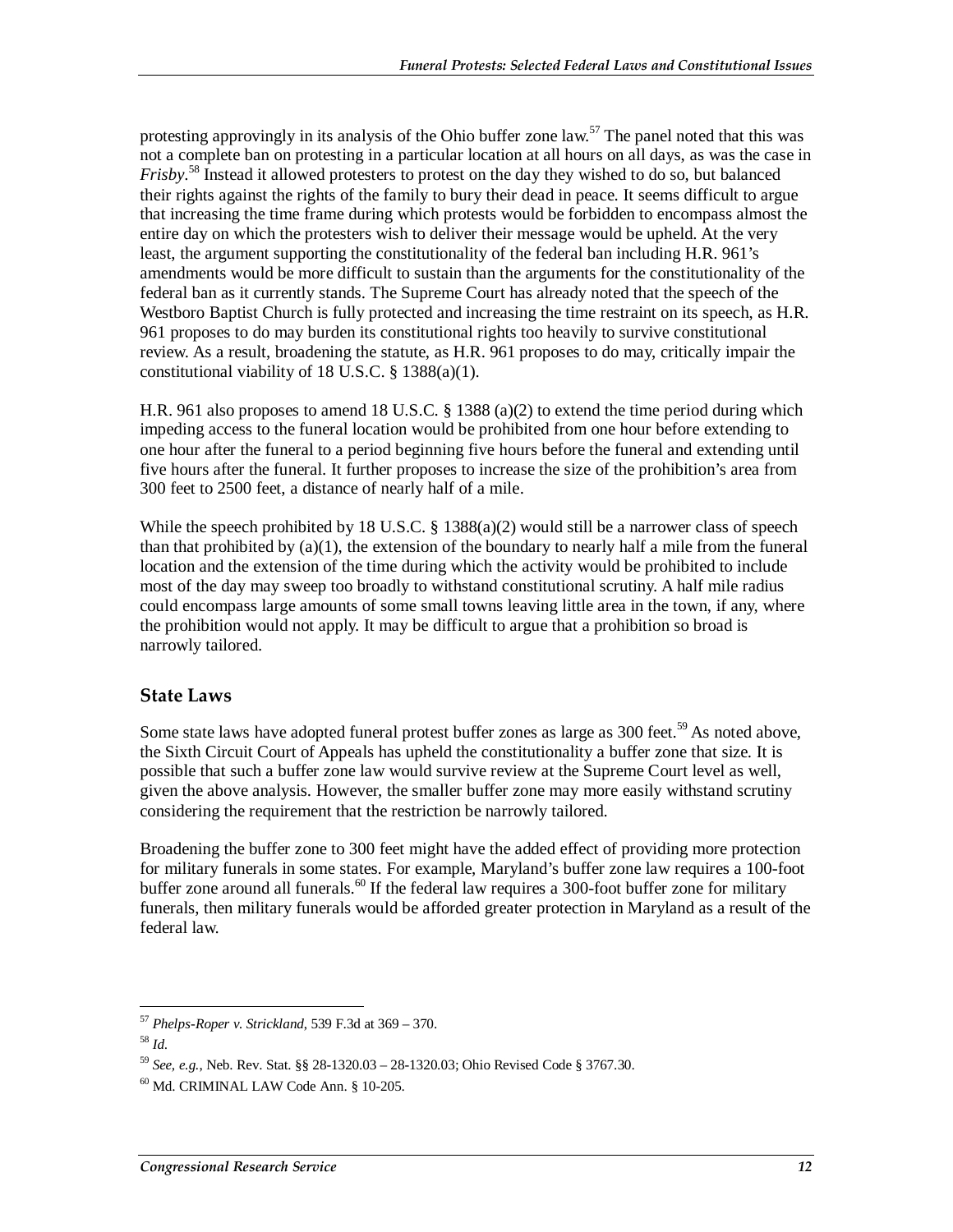protesting approvingly in its analysis of the Ohio buffer zone law.[57] The panel noted that this was not a complete ban on protesting in a particular location at all hours on all days, as was the case in *Frisby*.[58] Instead it allowed protesters to protest on the day they wished to do so, but balanced their rights against the rights of the family to bury their dead in peace. It seems difficult to argue that increasing the time frame during which protests would be forbidden to encompass almost the entire day on which the protesters wish to deliver their message would be upheld. At the very least, the argument supporting the constitutionality of the federal ban including H.R. 961's amendments would be more difficult to sustain than the arguments for the constitutionality of the federal ban as it currently stands. The Supreme Court has already noted that the speech of the Westboro Baptist Church is fully protected and increasing the time restraint on its speech, as H.R. 961 proposes to do may burden its constitutional rights too heavily to survive constitutional review. As a result, broadening the statute, as H.R. 961 proposes to do may, critically impair the constitutional viability of 18 U.S.C. § 1388(a)(1).

H.R. 961 also proposes to amend 18 U.S.C. § 1388 (a)(2) to extend the time period during which impeding access to the funeral location would be prohibited from one hour before extending to one hour after the funeral to a period beginning five hours before the funeral and extending until five hours after the funeral. It further proposes to increase the size of the prohibition's area from 300 feet to 2500 feet, a distance of nearly half of a mile.

While the speech prohibited by 18 U.S.C. § 1388(a)(2) would still be a narrower class of speech than that prohibited by (a)(1), the extension of the boundary to nearly half a mile from the funeral location and the extension of the time during which the activity would be prohibited to include most of the day may sweep too broadly to withstand constitutional scrutiny. A half mile radius could encompass large amounts of some small towns leaving little area in the town, if any, where the prohibition would not apply. It may be difficult to argue that a prohibition so broad is narrowly tailored.

## State Laws

Some state laws have adopted funeral protest buffer zones as large as 300 feet.[59] As noted above, the Sixth Circuit Court of Appeals has upheld the constitutionality a buffer zone that size. It is possible that such a buffer zone law would survive review at the Supreme Court level as well, given the above analysis. However, the smaller buffer zone may more easily withstand scrutiny considering the requirement that the restriction be narrowly tailored.

Broadening the buffer zone to 300 feet might have the added effect of providing more protection for military funerals in some states. For example, Maryland's buffer zone law requires a 100-foot buffer zone around all funerals.[60] If the federal law requires a 300-foot buffer zone for military funerals, then military funerals would be afforded greater protection in Maryland as a result of the federal law.

---

[57] *Phelps-Roper v. Strickland*, 539 F.3d at 369 – 370.

[58] *Id.*

[59] *See, e.g.*, Neb. Rev. Stat. §§ 28-1320.03 – 28-1320.03; Ohio Revised Code § 3767.30.

[60] Md. CRIMINAL LAW Code Ann. § 10-205.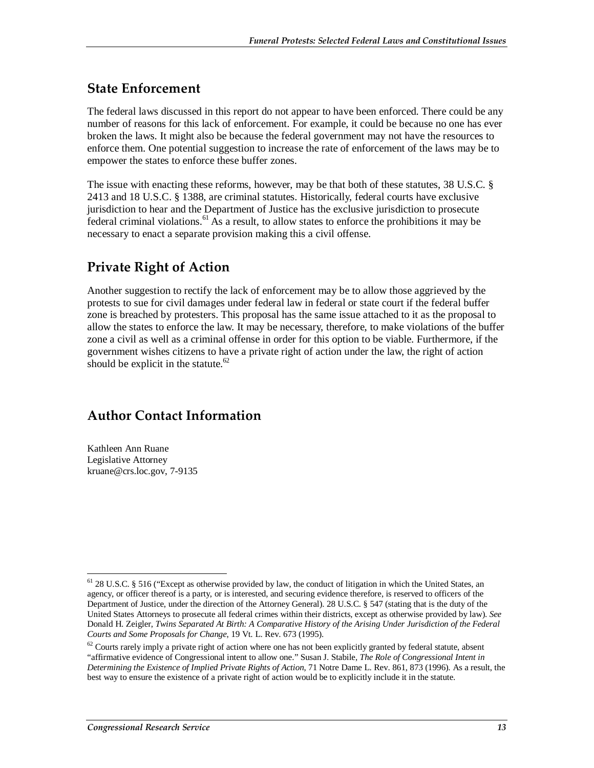## State Enforcement

The federal laws discussed in this report do not appear to have been enforced. There could be any number of reasons for this lack of enforcement. For example, it could be because no one has ever broken the laws. It might also be because the federal government may not have the resources to enforce them. One potential suggestion to increase the rate of enforcement of the laws may be to empower the states to enforce these buffer zones.

The issue with enacting these reforms, however, may be that both of these statutes, 38 U.S.C. § 2413 and 18 U.S.C. § 1388, are criminal statutes. Historically, federal courts have exclusive jurisdiction to hear and the Department of Justice has the exclusive jurisdiction to prosecute federal criminal violations.[61] As a result, to allow states to enforce the prohibitions it may be necessary to enact a separate provision making this a civil offense.

## Private Right of Action

Another suggestion to rectify the lack of enforcement may be to allow those aggrieved by the protests to sue for civil damages under federal law in federal or state court if the federal buffer zone is breached by protesters. This proposal has the same issue attached to it as the proposal to allow the states to enforce the law. It may be necessary, therefore, to make violations of the buffer zone a civil as well as a criminal offense in order for this option to be viable. Furthermore, if the government wishes citizens to have a private right of action under the law, the right of action should be explicit in the statute.[62]

## Author Contact Information

Kathleen Ann Ruane
Legislative Attorney
kruane@crs.loc.gov, 7-9135

---

[61] 28 U.S.C. § 516 ("Except as otherwise provided by law, the conduct of litigation in which the United States, an agency, or officer thereof is a party, or is interested, and securing evidence therefore, is reserved to officers of the Department of Justice, under the direction of the Attorney General). 28 U.S.C. § 547 (stating that is the duty of the United States Attorneys to prosecute all federal crimes within their districts, except as otherwise provided by law). *See* Donald H. Zeigler, *Twins Separated At Birth: A Comparative History of the Arising Under Jurisdiction of the Federal Courts and Some Proposals for Change*, 19 Vt. L. Rev. 673 (1995).

[62] Courts rarely imply a private right of action where one has not been explicitly granted by federal statute, absent "affirmative evidence of Congressional intent to allow one." Susan J. Stabile, *The Role of Congressional Intent in Determining the Existence of Implied Private Rights of Action*, 71 Notre Dame L. Rev. 861, 873 (1996). As a result, the best way to ensure the existence of a private right of action would be to explicitly include it in the statute.